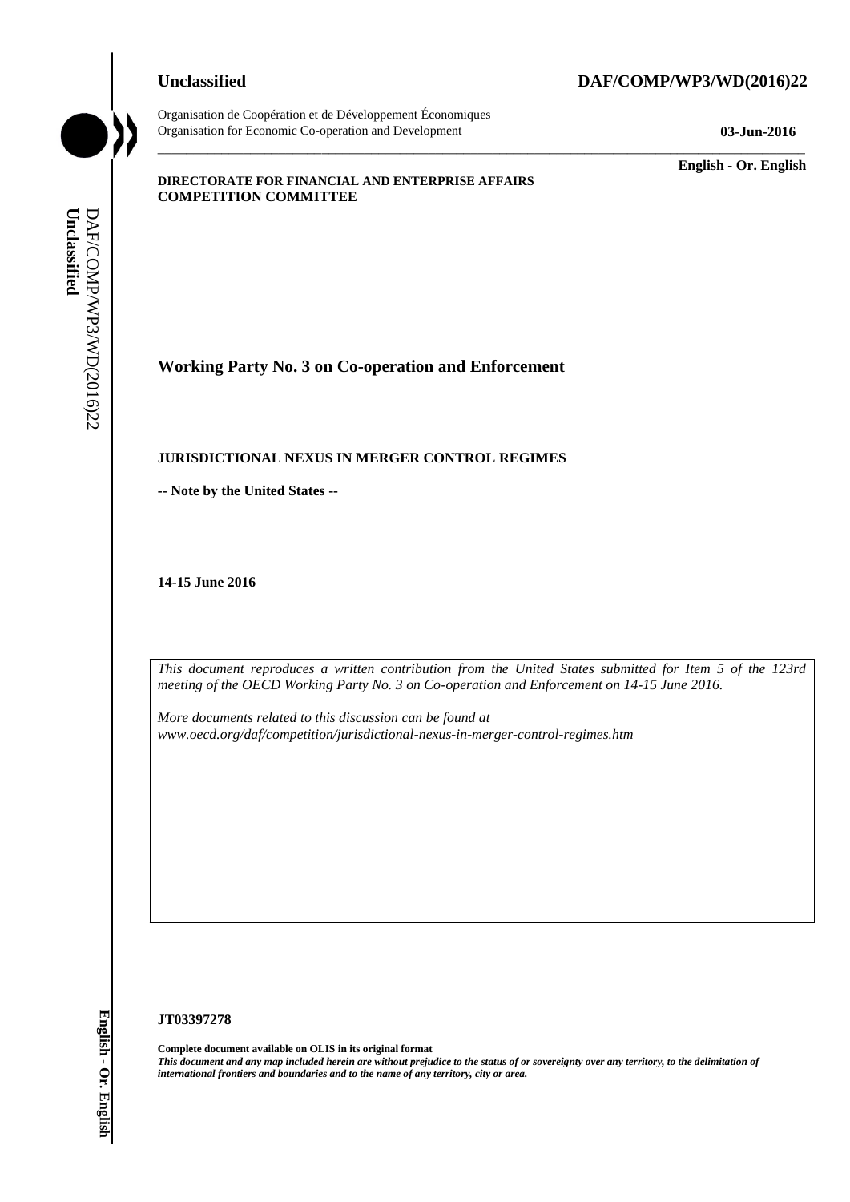**Unclassified** **DAF/COMP/WP3/WD(2016)22**

Organisation de Coopération et de Développement Économiques
Organisation for Economic Co-operation and Development **03-Jun-2016**

**English - Or. English**

**DIRECTORATE FOR FINANCIAL AND ENTERPRISE AFFAIRS**
**COMPETITION COMMITTEE**

# Working Party No. 3 on Co-operation and Enforcement

## JURISDICTIONAL NEXUS IN MERGER CONTROL REGIMES

**-- Note by the United States --**

**14-15 June 2016**

*This document reproduces a written contribution from the United States submitted for Item 5 of the 123rd meeting of the OECD Working Party No. 3 on Co-operation and Enforcement on 14-15 June 2016.*

*More documents related to this discussion can be found at www.oecd.org/daf/competition/jurisdictional-nexus-in-merger-control-regimes.htm*

**JT03397278**

**Complete document available on OLIS in its original format**
***This document and any map included herein are without prejudice to the status of or sovereignty over any territory, to the delimitation of international frontiers and boundaries and to the name of any territory, city or area.***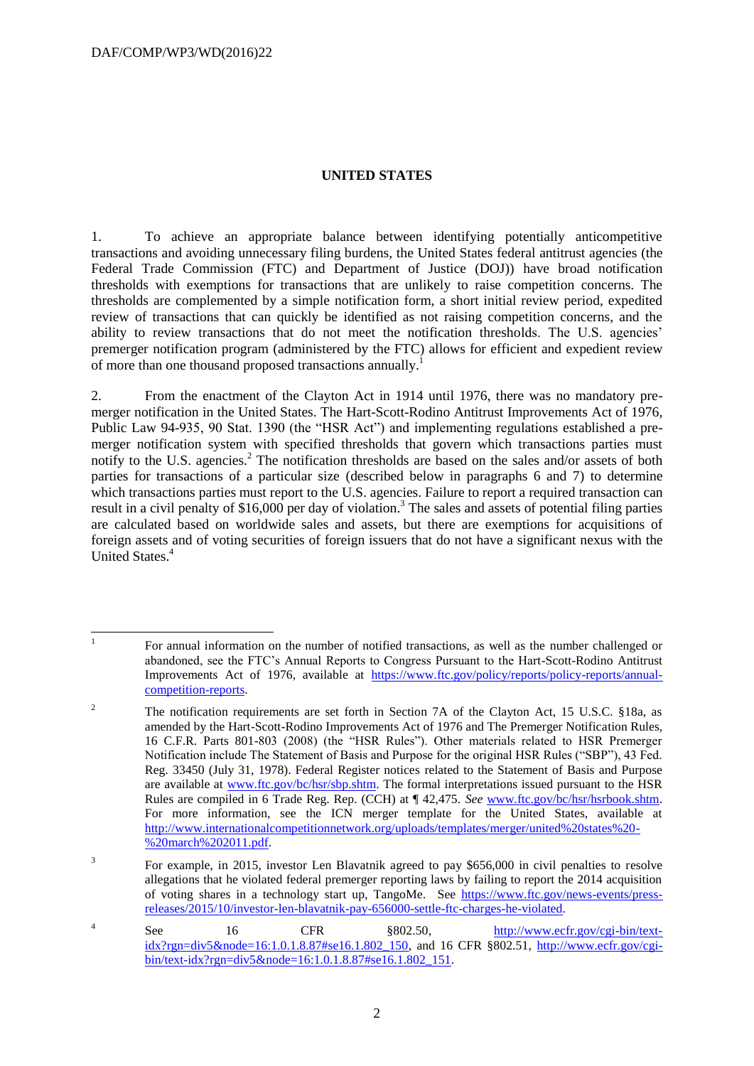## UNITED STATES

1. To achieve an appropriate balance between identifying potentially anticompetitive transactions and avoiding unnecessary filing burdens, the United States federal antitrust agencies (the Federal Trade Commission (FTC) and Department of Justice (DOJ)) have broad notification thresholds with exemptions for transactions that are unlikely to raise competition concerns. The thresholds are complemented by a simple notification form, a short initial review period, expedited review of transactions that can quickly be identified as not raising competition concerns, and the ability to review transactions that do not meet the notification thresholds. The U.S. agencies' premerger notification program (administered by the FTC) allows for efficient and expedient review of more than one thousand proposed transactions annually.[1]

2. From the enactment of the Clayton Act in 1914 until 1976, there was no mandatory pre-merger notification in the United States. The Hart-Scott-Rodino Antitrust Improvements Act of 1976, Public Law 94-935, 90 Stat. 1390 (the "HSR Act") and implementing regulations established a pre-merger notification system with specified thresholds that govern which transactions parties must notify to the U.S. agencies.[2] The notification thresholds are based on the sales and/or assets of both parties for transactions of a particular size (described below in paragraphs 6 and 7) to determine which transactions parties must report to the U.S. agencies. Failure to report a required transaction can result in a civil penalty of $16,000 per day of violation.[3] The sales and assets of potential filing parties are calculated based on worldwide sales and assets, but there are exemptions for acquisitions of foreign assets and of voting securities of foreign issuers that do not have a significant nexus with the United States.[4]

---

[1] For annual information on the number of notified transactions, as well as the number challenged or abandoned, see the FTC's Annual Reports to Congress Pursuant to the Hart-Scott-Rodino Antitrust Improvements Act of 1976, available at https://www.ftc.gov/policy/reports/policy-reports/annual-competition-reports.

[2] The notification requirements are set forth in Section 7A of the Clayton Act, 15 U.S.C. §18a, as amended by the Hart-Scott-Rodino Improvements Act of 1976 and The Premerger Notification Rules, 16 C.F.R. Parts 801-803 (2008) (the "HSR Rules"). Other materials related to HSR Premerger Notification include The Statement of Basis and Purpose for the original HSR Rules ("SBP"), 43 Fed. Reg. 33450 (July 31, 1978). Federal Register notices related to the Statement of Basis and Purpose are available at www.ftc.gov/bc/hsr/sbp.shtm. The formal interpretations issued pursuant to the HSR Rules are compiled in 6 Trade Reg. Rep. (CCH) at ¶ 42,475. *See* www.ftc.gov/bc/hsr/hsrbook.shtm. For more information, see the ICN merger template for the United States, available at http://www.internationalcompetitionnetwork.org/uploads/templates/merger/united%20states%20-%20march%202011.pdf.

[3] For example, in 2015, investor Len Blavatnik agreed to pay $656,000 in civil penalties to resolve allegations that he violated federal premerger reporting laws by failing to report the 2014 acquisition of voting shares in a technology start up, TangoMe. See https://www.ftc.gov/news-events/press-releases/2015/10/investor-len-blavatnik-pay-656000-settle-ftc-charges-he-violated.

[4] See 16 CFR §802.50, http://www.ecfr.gov/cgi-bin/text-idx?rgn=div5&node=16:1.0.1.8.87#se16.1.802_150, and 16 CFR §802.51, http://www.ecfr.gov/cgi-bin/text-idx?rgn=div5&node=16:1.0.1.8.87#se16.1.802_151.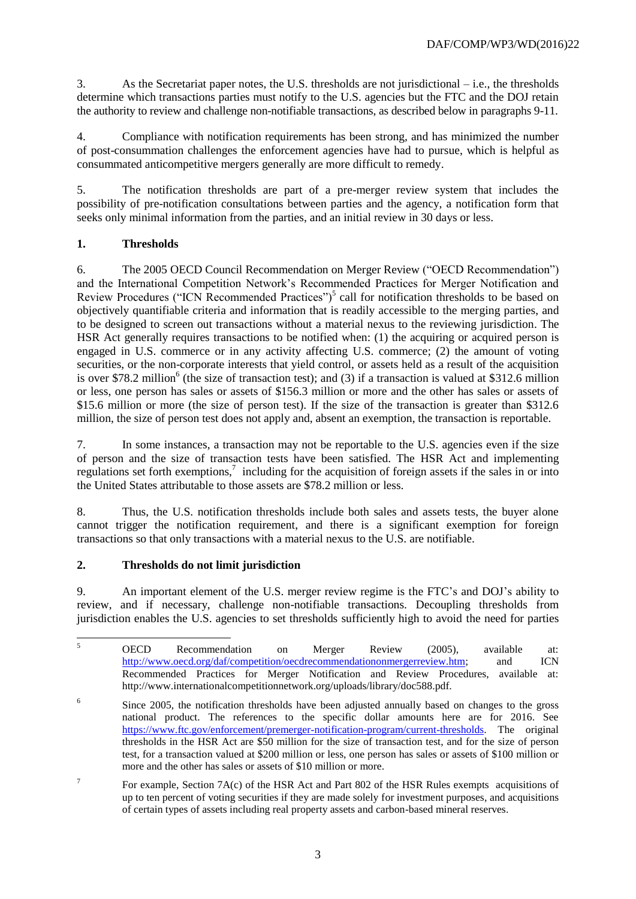3. As the Secretariat paper notes, the U.S. thresholds are not jurisdictional – i.e., the thresholds determine which transactions parties must notify to the U.S. agencies but the FTC and the DOJ retain the authority to review and challenge non-notifiable transactions, as described below in paragraphs 9-11.

4. Compliance with notification requirements has been strong, and has minimized the number of post-consummation challenges the enforcement agencies have had to pursue, which is helpful as consummated anticompetitive mergers generally are more difficult to remedy.

5. The notification thresholds are part of a pre-merger review system that includes the possibility of pre-notification consultations between parties and the agency, a notification form that seeks only minimal information from the parties, and an initial review in 30 days or less.

## 1. Thresholds

6. The 2005 OECD Council Recommendation on Merger Review ("OECD Recommendation") and the International Competition Network's Recommended Practices for Merger Notification and Review Procedures ("ICN Recommended Practices")[5] call for notification thresholds to be based on objectively quantifiable criteria and information that is readily accessible to the merging parties, and to be designed to screen out transactions without a material nexus to the reviewing jurisdiction. The HSR Act generally requires transactions to be notified when: (1) the acquiring or acquired person is engaged in U.S. commerce or in any activity affecting U.S. commerce; (2) the amount of voting securities, or the non-corporate interests that yield control, or assets held as a result of the acquisition is over $78.2 million[6] (the size of transaction test); and (3) if a transaction is valued at $312.6 million or less, one person has sales or assets of $156.3 million or more and the other has sales or assets of $15.6 million or more (the size of person test). If the size of the transaction is greater than $312.6 million, the size of person test does not apply and, absent an exemption, the transaction is reportable.

7. In some instances, a transaction may not be reportable to the U.S. agencies even if the size of person and the size of transaction tests have been satisfied. The HSR Act and implementing regulations set forth exemptions,[7] including for the acquisition of foreign assets if the sales in or into the United States attributable to those assets are $78.2 million or less.

8. Thus, the U.S. notification thresholds include both sales and assets tests, the buyer alone cannot trigger the notification requirement, and there is a significant exemption for foreign transactions so that only transactions with a material nexus to the U.S. are notifiable.

## 2. Thresholds do not limit jurisdiction

9. An important element of the U.S. merger review regime is the FTC's and DOJ's ability to review, and if necessary, challenge non-notifiable transactions. Decoupling thresholds from jurisdiction enables the U.S. agencies to set thresholds sufficiently high to avoid the need for parties

---

[5] OECD Recommendation on Merger Review (2005), available at: http://www.oecd.org/daf/competition/oecdrecommendationonmergerreview.htm; and ICN Recommended Practices for Merger Notification and Review Procedures, available at: http://www.internationalcompetitionnetwork.org/uploads/library/doc588.pdf.

[6] Since 2005, the notification thresholds have been adjusted annually based on changes to the gross national product. The references to the specific dollar amounts here are for 2016. See https://www.ftc.gov/enforcement/premerger-notification-program/current-thresholds. The original thresholds in the HSR Act are $50 million for the size of transaction test, and for the size of person test, for a transaction valued at $200 million or less, one person has sales or assets of $100 million or more and the other has sales or assets of $10 million or more.

[7] For example, Section 7A(c) of the HSR Act and Part 802 of the HSR Rules exempts acquisitions of up to ten percent of voting securities if they are made solely for investment purposes, and acquisitions of certain types of assets including real property assets and carbon-based mineral reserves.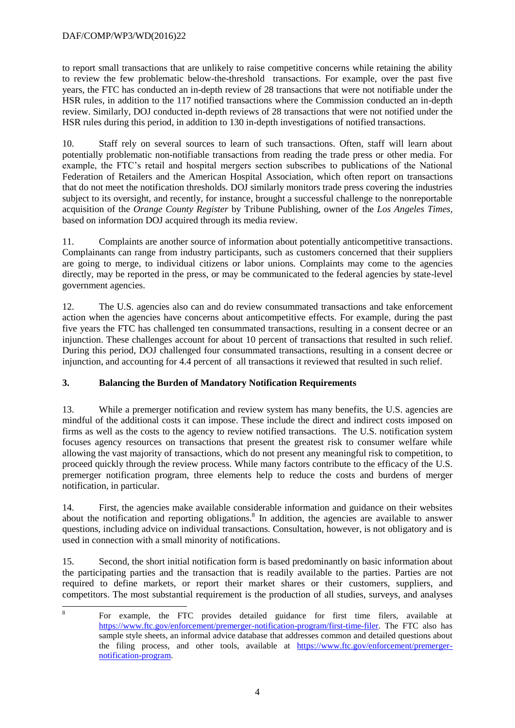to report small transactions that are unlikely to raise competitive concerns while retaining the ability to review the few problematic below-the-threshold transactions. For example, over the past five years, the FTC has conducted an in-depth review of 28 transactions that were not notifiable under the HSR rules, in addition to the 117 notified transactions where the Commission conducted an in-depth review. Similarly, DOJ conducted in-depth reviews of 28 transactions that were not notified under the HSR rules during this period, in addition to 130 in-depth investigations of notified transactions.

10. Staff rely on several sources to learn of such transactions. Often, staff will learn about potentially problematic non-notifiable transactions from reading the trade press or other media. For example, the FTC's retail and hospital mergers section subscribes to publications of the National Federation of Retailers and the American Hospital Association, which often report on transactions that do not meet the notification thresholds. DOJ similarly monitors trade press covering the industries subject to its oversight, and recently, for instance, brought a successful challenge to the nonreportable acquisition of the *Orange County Register* by Tribune Publishing, owner of the *Los Angeles Times*, based on information DOJ acquired through its media review.

11. Complaints are another source of information about potentially anticompetitive transactions. Complainants can range from industry participants, such as customers concerned that their suppliers are going to merge, to individual citizens or labor unions. Complaints may come to the agencies directly, may be reported in the press, or may be communicated to the federal agencies by state-level government agencies.

12. The U.S. agencies also can and do review consummated transactions and take enforcement action when the agencies have concerns about anticompetitive effects. For example, during the past five years the FTC has challenged ten consummated transactions, resulting in a consent decree or an injunction. These challenges account for about 10 percent of transactions that resulted in such relief. During this period, DOJ challenged four consummated transactions, resulting in a consent decree or injunction, and accounting for 4.4 percent of all transactions it reviewed that resulted in such relief.

## 3. Balancing the Burden of Mandatory Notification Requirements

13. While a premerger notification and review system has many benefits, the U.S. agencies are mindful of the additional costs it can impose. These include the direct and indirect costs imposed on firms as well as the costs to the agency to review notified transactions. The U.S. notification system focuses agency resources on transactions that present the greatest risk to consumer welfare while allowing the vast majority of transactions, which do not present any meaningful risk to competition, to proceed quickly through the review process. While many factors contribute to the efficacy of the U.S. premerger notification program, three elements help to reduce the costs and burdens of merger notification, in particular.

14. First, the agencies make available considerable information and guidance on their websites about the notification and reporting obligations.[8] In addition, the agencies are available to answer questions, including advice on individual transactions. Consultation, however, is not obligatory and is used in connection with a small minority of notifications.

15. Second, the short initial notification form is based predominantly on basic information about the participating parties and the transaction that is readily available to the parties. Parties are not required to define markets, or report their market shares or their customers, suppliers, and competitors. The most substantial requirement is the production of all studies, surveys, and analyses

---

[8] For example, the FTC provides detailed guidance for first time filers, available at https://www.ftc.gov/enforcement/premerger-notification-program/first-time-filer. The FTC also has sample style sheets, an informal advice database that addresses common and detailed questions about the filing process, and other tools, available at https://www.ftc.gov/enforcement/premerger-notification-program.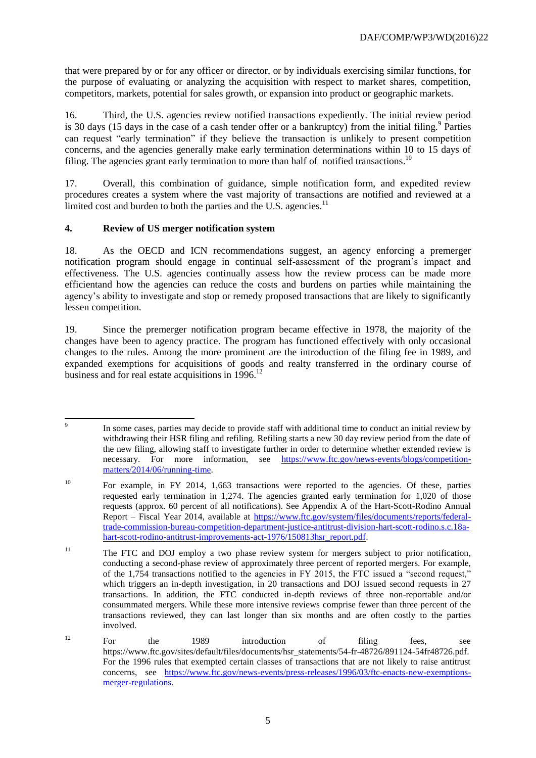that were prepared by or for any officer or director, or by individuals exercising similar functions, for the purpose of evaluating or analyzing the acquisition with respect to market shares, competition, competitors, markets, potential for sales growth, or expansion into product or geographic markets.

16. Third, the U.S. agencies review notified transactions expediently. The initial review period is 30 days (15 days in the case of a cash tender offer or a bankruptcy) from the initial filing.[9] Parties can request "early termination" if they believe the transaction is unlikely to present competition concerns, and the agencies generally make early termination determinations within 10 to 15 days of filing. The agencies grant early termination to more than half of notified transactions.[10]

17. Overall, this combination of guidance, simple notification form, and expedited review procedures creates a system where the vast majority of transactions are notified and reviewed at a limited cost and burden to both the parties and the U.S. agencies.[11]

## 4. Review of US merger notification system

18. As the OECD and ICN recommendations suggest, an agency enforcing a premerger notification program should engage in continual self-assessment of the program's impact and effectiveness. The U.S. agencies continually assess how the review process can be made more efficientand how the agencies can reduce the costs and burdens on parties while maintaining the agency's ability to investigate and stop or remedy proposed transactions that are likely to significantly lessen competition.

19. Since the premerger notification program became effective in 1978, the majority of the changes have been to agency practice. The program has functioned effectively with only occasional changes to the rules. Among the more prominent are the introduction of the filing fee in 1989, and expanded exemptions for acquisitions of goods and realty transferred in the ordinary course of business and for real estate acquisitions in 1996.[12]

---

[9] In some cases, parties may decide to provide staff with additional time to conduct an initial review by withdrawing their HSR filing and refiling. Refiling starts a new 30 day review period from the date of the new filing, allowing staff to investigate further in order to determine whether extended review is necessary. For more information, see https://www.ftc.gov/news-events/blogs/competition-matters/2014/06/running-time.

[10] For example, in FY 2014, 1,663 transactions were reported to the agencies. Of these, parties requested early termination in 1,274. The agencies granted early termination for 1,020 of those requests (approx. 60 percent of all notifications). See Appendix A of the Hart-Scott-Rodino Annual Report – Fiscal Year 2014, available at https://www.ftc.gov/system/files/documents/reports/federal-trade-commission-bureau-competition-department-justice-antitrust-division-hart-scott-rodino.s.c.18a-hart-scott-rodino-antitrust-improvements-act-1976/150813hsr_report.pdf.

[11] The FTC and DOJ employ a two phase review system for mergers subject to prior notification, conducting a second-phase review of approximately three percent of reported mergers. For example, of the 1,754 transactions notified to the agencies in FY 2015, the FTC issued a "second request," which triggers an in-depth investigation, in 20 transactions and DOJ issued second requests in 27 transactions. In addition, the FTC conducted in-depth reviews of three non-reportable and/or consummated mergers. While these more intensive reviews comprise fewer than three percent of the transactions reviewed, they can last longer than six months and are often costly to the parties involved.

[12] For the 1989 introduction of filing fees, see https://www.ftc.gov/sites/default/files/documents/hsr_statements/54-fr-48726/891124-54fr48726.pdf. For the 1996 rules that exempted certain classes of transactions that are not likely to raise antitrust concerns, see https://www.ftc.gov/news-events/press-releases/1996/03/ftc-enacts-new-exemptions-merger-regulations.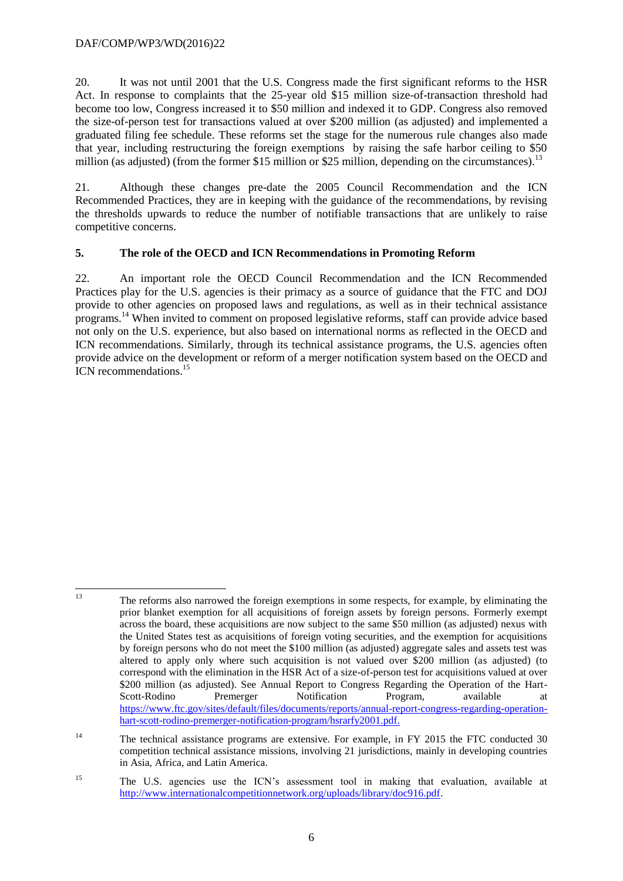20. It was not until 2001 that the U.S. Congress made the first significant reforms to the HSR Act. In response to complaints that the 25-year old $15 million size-of-transaction threshold had become too low, Congress increased it to $50 million and indexed it to GDP. Congress also removed the size-of-person test for transactions valued at over $200 million (as adjusted) and implemented a graduated filing fee schedule. These reforms set the stage for the numerous rule changes also made that year, including restructuring the foreign exemptions by raising the safe harbor ceiling to $50 million (as adjusted) (from the former $15 million or $25 million, depending on the circumstances).[13]

21. Although these changes pre-date the 2005 Council Recommendation and the ICN Recommended Practices, they are in keeping with the guidance of the recommendations, by revising the thresholds upwards to reduce the number of notifiable transactions that are unlikely to raise competitive concerns.

## 5. The role of the OECD and ICN Recommendations in Promoting Reform

22. An important role the OECD Council Recommendation and the ICN Recommended Practices play for the U.S. agencies is their primacy as a source of guidance that the FTC and DOJ provide to other agencies on proposed laws and regulations, as well as in their technical assistance programs.[14] When invited to comment on proposed legislative reforms, staff can provide advice based not only on the U.S. experience, but also based on international norms as reflected in the OECD and ICN recommendations. Similarly, through its technical assistance programs, the U.S. agencies often provide advice on the development or reform of a merger notification system based on the OECD and ICN recommendations.[15]

---

[13] The reforms also narrowed the foreign exemptions in some respects, for example, by eliminating the prior blanket exemption for all acquisitions of foreign assets by foreign persons. Formerly exempt across the board, these acquisitions are now subject to the same $50 million (as adjusted) nexus with the United States test as acquisitions of foreign voting securities, and the exemption for acquisitions by foreign persons who do not meet the $100 million (as adjusted) aggregate sales and assets test was altered to apply only where such acquisition is not valued over $200 million (as adjusted) (to correspond with the elimination in the HSR Act of a size-of-person test for acquisitions valued at over $200 million (as adjusted). See Annual Report to Congress Regarding the Operation of the Hart-Scott-Rodino Premerger Notification Program, available at https://www.ftc.gov/sites/default/files/documents/reports/annual-report-congress-regarding-operation-hart-scott-rodino-premerger-notification-program/hsrarfy2001.pdf.

[14] The technical assistance programs are extensive. For example, in FY 2015 the FTC conducted 30 competition technical assistance missions, involving 21 jurisdictions, mainly in developing countries in Asia, Africa, and Latin America.

[15] The U.S. agencies use the ICN's assessment tool in making that evaluation, available at http://www.internationalcompetitionnetwork.org/uploads/library/doc916.pdf.